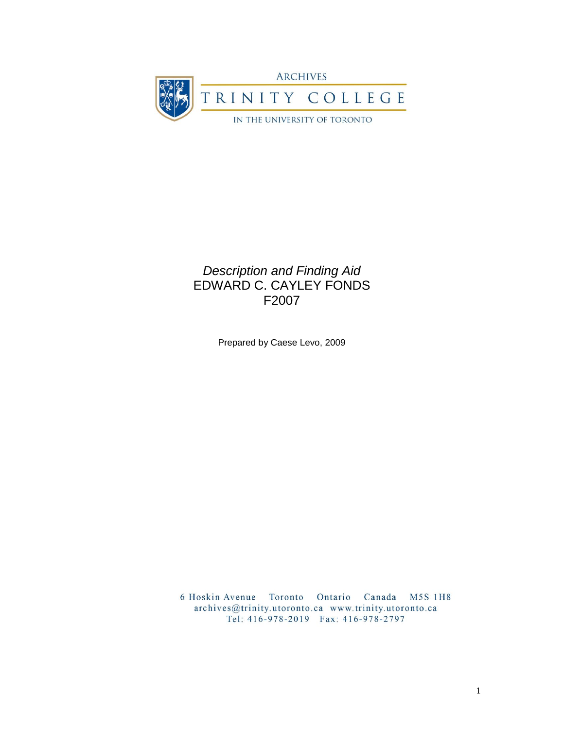ARCHIVES

TRINITY COLLEGE

IN THE UNIVERSITY OF TORONTO

*Description and Finding Aid*

# EDWARD C. CAYLEY FONDS

# F2007

Prepared by Caese Levo, 2009

6 Hoskin Avenue Toronto Ontario Canada M5S 1H8
archives@trinity.utoronto.ca www.trinity.utoronto.ca
Tel: 416-978-2019 Fax: 416-978-2797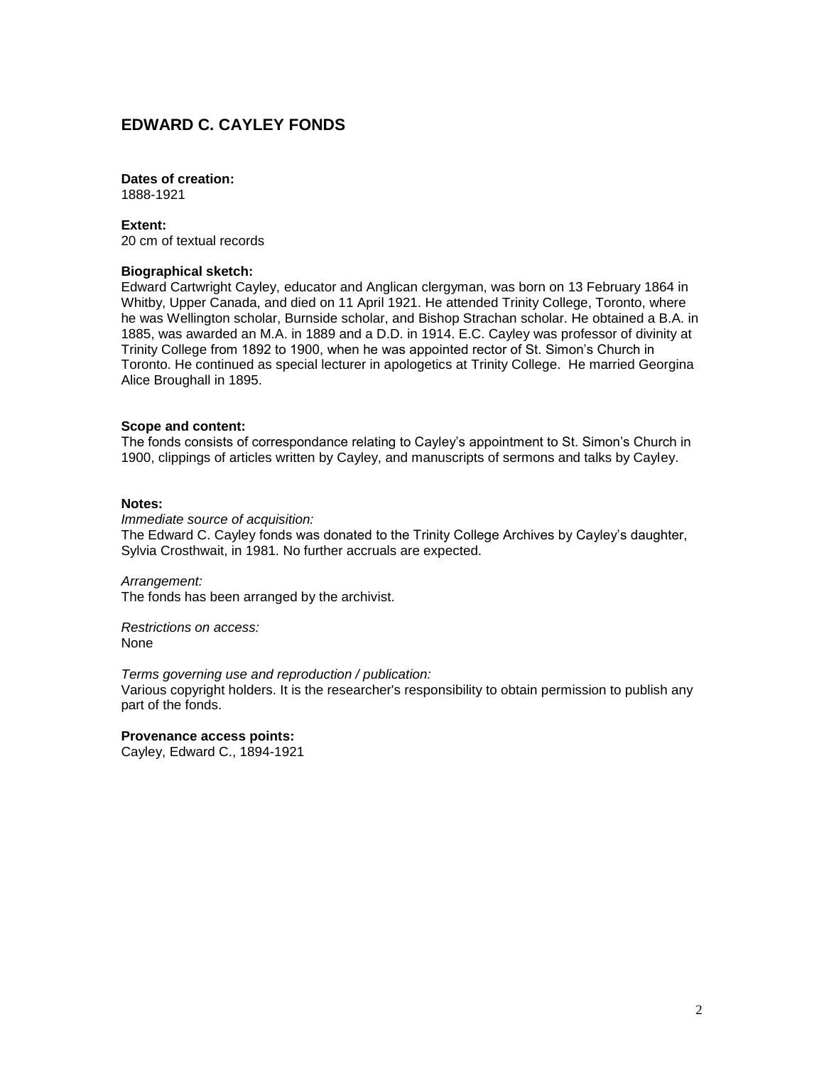# EDWARD C. CAYLEY FONDS

**Dates of creation:**
1888-1921

**Extent:**
20 cm of textual records

**Biographical sketch:**
Edward Cartwright Cayley, educator and Anglican clergyman, was born on 13 February 1864 in Whitby, Upper Canada, and died on 11 April 1921. He attended Trinity College, Toronto, where he was Wellington scholar, Burnside scholar, and Bishop Strachan scholar. He obtained a B.A. in 1885, was awarded an M.A. in 1889 and a D.D. in 1914. E.C. Cayley was professor of divinity at Trinity College from 1892 to 1900, when he was appointed rector of St. Simon's Church in Toronto. He continued as special lecturer in apologetics at Trinity College. He married Georgina Alice Broughall in 1895.

**Scope and content:**
The fonds consists of correspondance relating to Cayley's appointment to St. Simon's Church in 1900, clippings of articles written by Cayley, and manuscripts of sermons and talks by Cayley.

**Notes:**

*Immediate source of acquisition:*
The Edward C. Cayley fonds was donated to the Trinity College Archives by Cayley's daughter, Sylvia Crosthwait, in 1981. No further accruals are expected.

*Arrangement:*
The fonds has been arranged by the archivist.

*Restrictions on access:*
None

*Terms governing use and reproduction / publication:*
Various copyright holders. It is the researcher's responsibility to obtain permission to publish any part of the fonds.

**Provenance access points:**
Cayley, Edward C., 1894-1921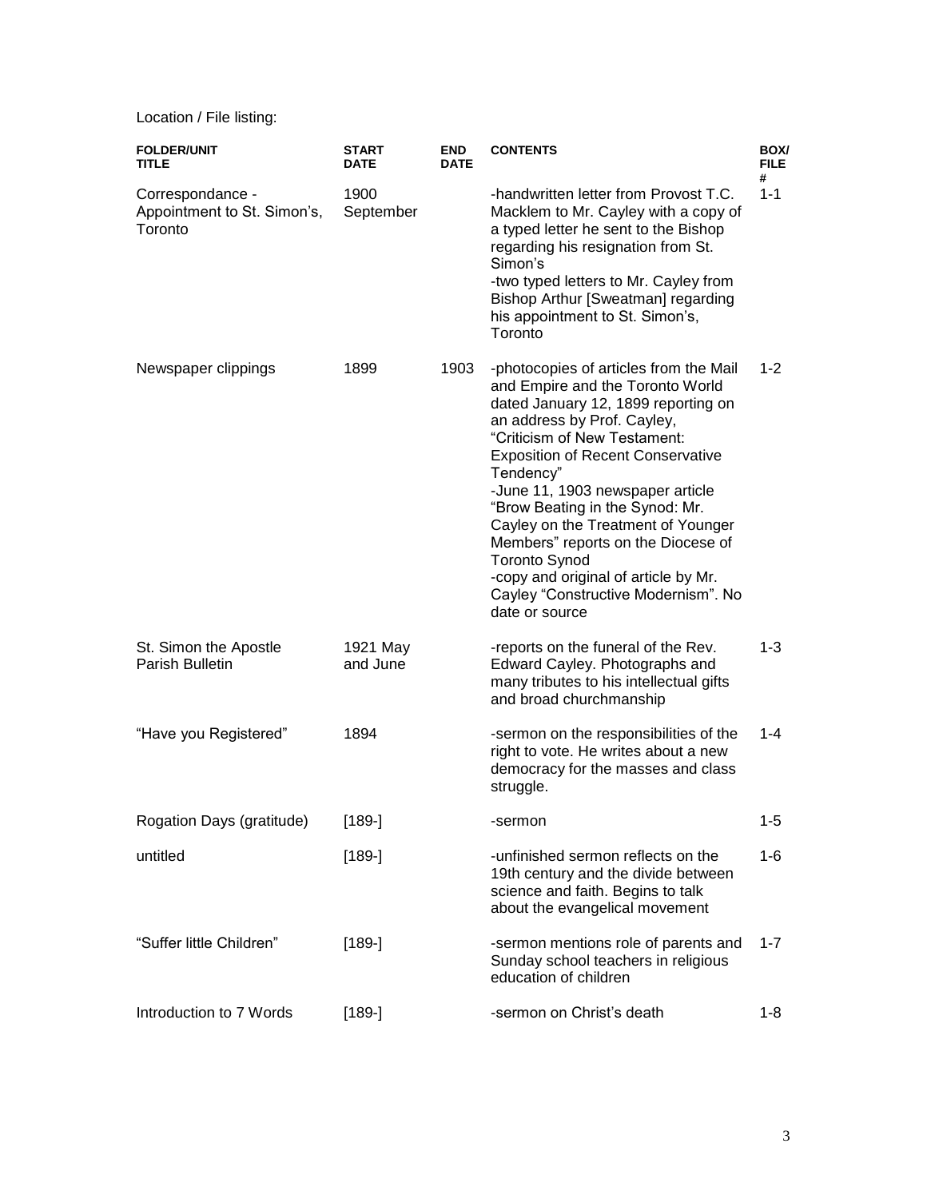Location / File listing:

| FOLDER/UNIT TITLE | START DATE | END DATE | CONTENTS | BOX/ FILE # |
|---|---|---|---|---|
| Correspondance - Appointment to St. Simon's, Toronto | 1900 September | | -handwritten letter from Provost T.C. Macklem to Mr. Cayley with a copy of a typed letter he sent to the Bishop regarding his resignation from St. Simon's<br>-two typed letters to Mr. Cayley from Bishop Arthur [Sweatman] regarding his appointment to St. Simon's, Toronto | 1-1 |
| Newspaper clippings | 1899 | 1903 | -photocopies of articles from the Mail and Empire and the Toronto World dated January 12, 1899 reporting on an address by Prof. Cayley, "Criticism of New Testament: Exposition of Recent Conservative Tendency"<br>-June 11, 1903 newspaper article "Brow Beating in the Synod: Mr. Cayley on the Treatment of Younger Members" reports on the Diocese of Toronto Synod<br>-copy and original of article by Mr. Cayley "Constructive Modernism". No date or source | 1-2 |
| St. Simon the Apostle Parish Bulletin | 1921 May and June | | -reports on the funeral of the Rev. Edward Cayley. Photographs and many tributes to his intellectual gifts and broad churchmanship | 1-3 |
| "Have you Registered" | 1894 | | -sermon on the responsibilities of the right to vote. He writes about a new democracy for the masses and class struggle. | 1-4 |
| Rogation Days (gratitude) | [189-] | | -sermon | 1-5 |
| untitled | [189-] | | -unfinished sermon reflects on the 19th century and the divide between science and faith. Begins to talk about the evangelical movement | 1-6 |
| "Suffer little Children" | [189-] | | -sermon mentions role of parents and Sunday school teachers in religious education of children | 1-7 |
| Introduction to 7 Words | [189-] | | -sermon on Christ's death | 1-8 |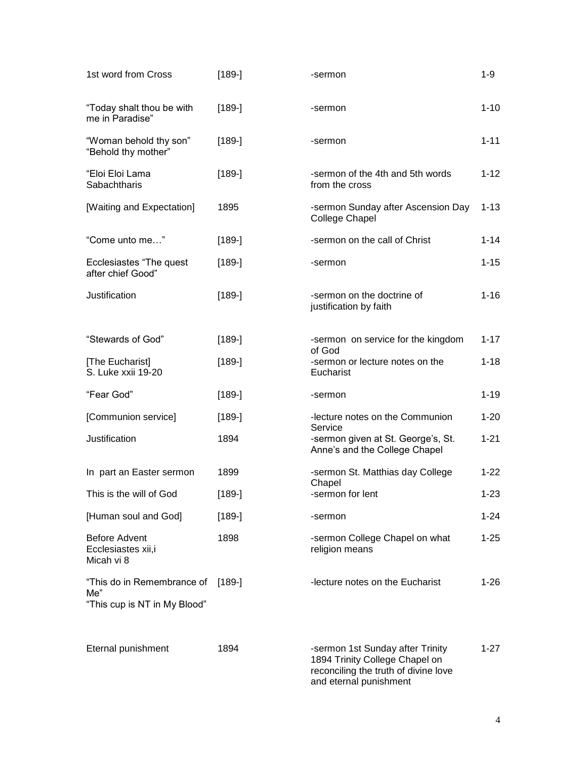| | | | |
|---|---|---|---|
| 1st word from Cross | [189-] | -sermon | 1-9 |
| “Today shalt thou be with me in Paradise” | [189-] | -sermon | 1-10 |
| “Woman behold thy son” “Behold thy mother” | [189-] | -sermon | 1-11 |
| “Eloi Eloi Lama Sabachtharis | [189-] | -sermon of the 4th and 5th words from the cross | 1-12 |
| [Waiting and Expectation] | 1895 | -sermon Sunday after Ascension Day College Chapel | 1-13 |
| “Come unto me…” | [189-] | -sermon on the call of Christ | 1-14 |
| Ecclesiastes “The quest after chief Good” | [189-] | -sermon | 1-15 |
| Justification | [189-] | -sermon on the doctrine of justification by faith | 1-16 |
| “Stewards of God” | [189-] | -sermon on service for the kingdom of God | 1-17 |
| [The Eucharist] S. Luke xxii 19-20 | [189-] | -sermon or lecture notes on the Eucharist | 1-18 |
| “Fear God” | [189-] | -sermon | 1-19 |
| [Communion service] | [189-] | -lecture notes on the Communion Service | 1-20 |
| Justification | 1894 | -sermon given at St. George’s, St. Anne’s and the College Chapel | 1-21 |
| In part an Easter sermon | 1899 | -sermon St. Matthias day College Chapel | 1-22 |
| This is the will of God | [189-] | -sermon for lent | 1-23 |
| [Human soul and God] | [189-] | -sermon | 1-24 |
| Before Advent Ecclesiastes xii,i Micah vi 8 | 1898 | -sermon College Chapel on what religion means | 1-25 |
| “This do in Remembrance of Me” “This cup is NT in My Blood” | [189-] | -lecture notes on the Eucharist | 1-26 |
| Eternal punishment | 1894 | -sermon 1st Sunday after Trinity 1894 Trinity College Chapel on reconciling the truth of divine love and eternal punishment | 1-27 |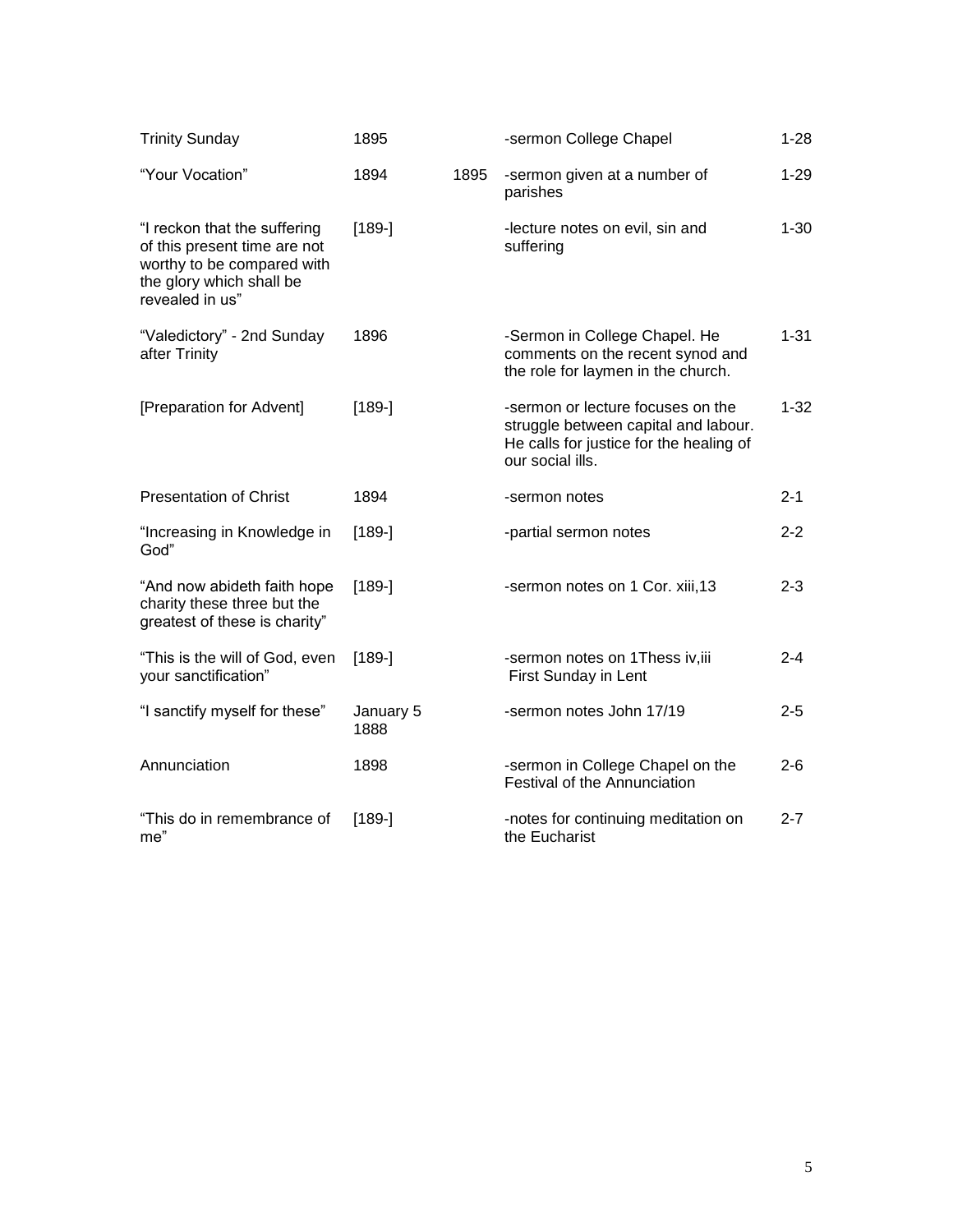| | | | | |
|---|---|---|---|---|
| Trinity Sunday | 1895 | | -sermon College Chapel | 1-28 |
| "Your Vocation" | 1894 | 1895 | -sermon given at a number of parishes | 1-29 |
| "I reckon that the suffering of this present time are not worthy to be compared with the glory which shall be revealed in us" | [189-] | | -lecture notes on evil, sin and suffering | 1-30 |
| "Valedictory" - 2nd Sunday after Trinity | 1896 | | -Sermon in College Chapel. He comments on the recent synod and the role for laymen in the church. | 1-31 |
| [Preparation for Advent] | [189-] | | -sermon or lecture focuses on the struggle between capital and labour. He calls for justice for the healing of our social ills. | 1-32 |
| Presentation of Christ | 1894 | | -sermon notes | 2-1 |
| "Increasing in Knowledge in God" | [189-] | | -partial sermon notes | 2-2 |
| "And now abideth faith hope charity these three but the greatest of these is charity" | [189-] | | -sermon notes on 1 Cor. xiii,13 | 2-3 |
| "This is the will of God, even your sanctification" | [189-] | | -sermon notes on 1Thess iv,iii First Sunday in Lent | 2-4 |
| "I sanctify myself for these" | January 5 1888 | | -sermon notes John 17/19 | 2-5 |
| Annunciation | 1898 | | -sermon in College Chapel on the Festival of the Annunciation | 2-6 |
| "This do in remembrance of me" | [189-] | | -notes for continuing meditation on the Eucharist | 2-7 |